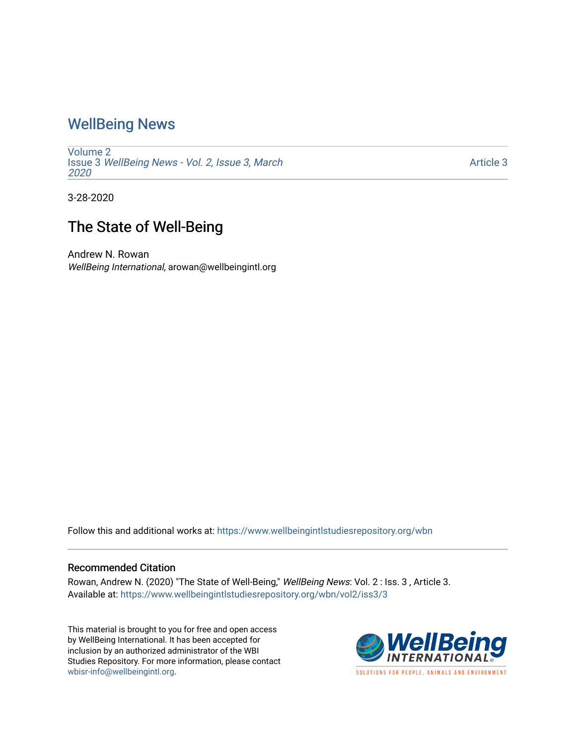# WellBeing News

Volume 2
Issue 3 *WellBeing News - Vol. 2, Issue 3, March 2020*

Article 3

3-28-2020

## The State of Well-Being

Andrew N. Rowan
*WellBeing International*, arowan@wellbeingintl.org

Follow this and additional works at: https://www.wellbeingintlstudiesrepository.org/wbn

### Recommended Citation

Rowan, Andrew N. (2020) "The State of Well-Being," *WellBeing News*: Vol. 2 : Iss. 3 , Article 3.
Available at: https://www.wellbeingintlstudiesrepository.org/wbn/vol2/iss3/3

This material is brought to you for free and open access by WellBeing International. It has been accepted for inclusion by an authorized administrator of the WBI Studies Repository. For more information, please contact wbisr-info@wellbeingintl.org.

WellBeing INTERNATIONAL
SOLUTIONS FOR PEOPLE, ANIMALS AND ENVIRONMENT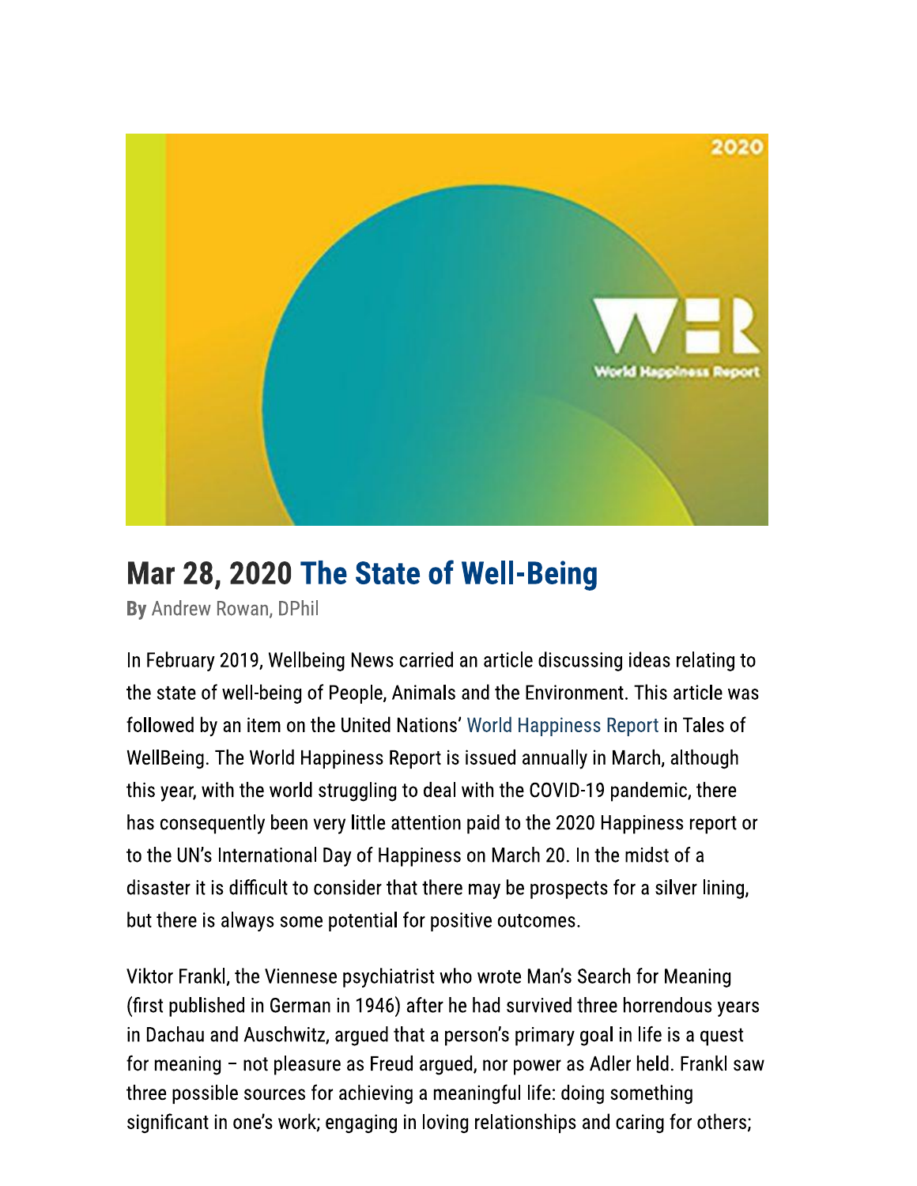## Mar 28, 2020 The State of Well-Being

**By** Andrew Rowan, DPhil

In February 2019, Wellbeing News carried an article discussing ideas relating to the state of well-being of People, Animals and the Environment. This article was followed by an item on the United Nations' World Happiness Report in Tales of WellBeing. The World Happiness Report is issued annually in March, although this year, with the world struggling to deal with the COVID-19 pandemic, there has consequently been very little attention paid to the 2020 Happiness report or to the UN's International Day of Happiness on March 20. In the midst of a disaster it is difficult to consider that there may be prospects for a silver lining, but there is always some potential for positive outcomes.

Viktor Frankl, the Viennese psychiatrist who wrote Man's Search for Meaning (first published in German in 1946) after he had survived three horrendous years in Dachau and Auschwitz, argued that a person's primary goal in life is a quest for meaning – not pleasure as Freud argued, nor power as Adler held. Frankl saw three possible sources for achieving a meaningful life: doing something significant in one's work; engaging in loving relationships and caring for others;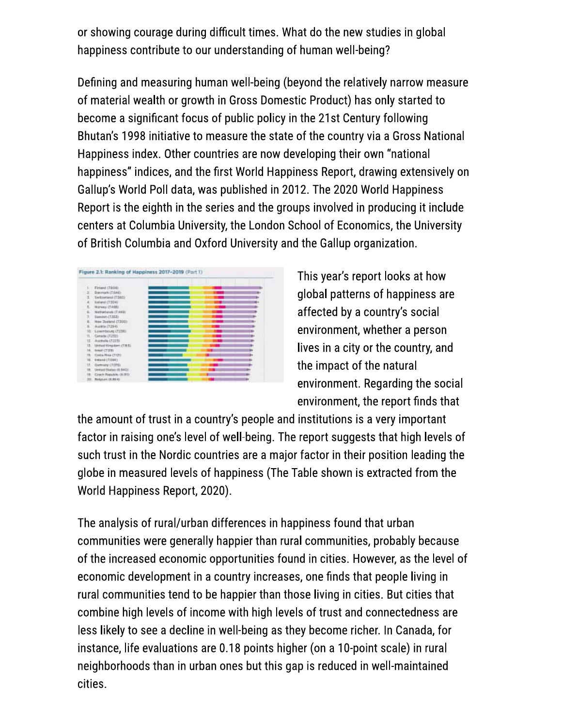or showing courage during difficult times. What do the new studies in global happiness contribute to our understanding of human well-being?

Defining and measuring human well-being (beyond the relatively narrow measure of material wealth or growth in Gross Domestic Product) has only started to become a significant focus of public policy in the 21st Century following Bhutan's 1998 initiative to measure the state of the country via a Gross National Happiness index. Other countries are now developing their own "national happiness" indices, and the first World Happiness Report, drawing extensively on Gallup's World Poll data, was published in 2012. The 2020 World Happiness Report is the eighth in the series and the groups involved in producing it include centers at Columbia University, the London School of Economics, the University of British Columbia and Oxford University and the Gallup organization.

This year's report looks at how global patterns of happiness are affected by a country's social environment, whether a person lives in a city or the country, and the impact of the natural environment. Regarding the social environment, the report finds that the amount of trust in a country's people and institutions is a very important factor in raising one's level of well-being. The report suggests that high levels of such trust in the Nordic countries are a major factor in their position leading the globe in measured levels of happiness (The Table shown is extracted from the World Happiness Report, 2020).

The analysis of rural/urban differences in happiness found that urban communities were generally happier than rural communities, probably because of the increased economic opportunities found in cities. However, as the level of economic development in a country increases, one finds that people living in rural communities tend to be happier than those living in cities. But cities that combine high levels of income with high levels of trust and connectedness are less likely to see a decline in well-being as they become richer. In Canada, for instance, life evaluations are 0.18 points higher (on a 10-point scale) in rural neighborhoods than in urban ones but this gap is reduced in well-maintained cities.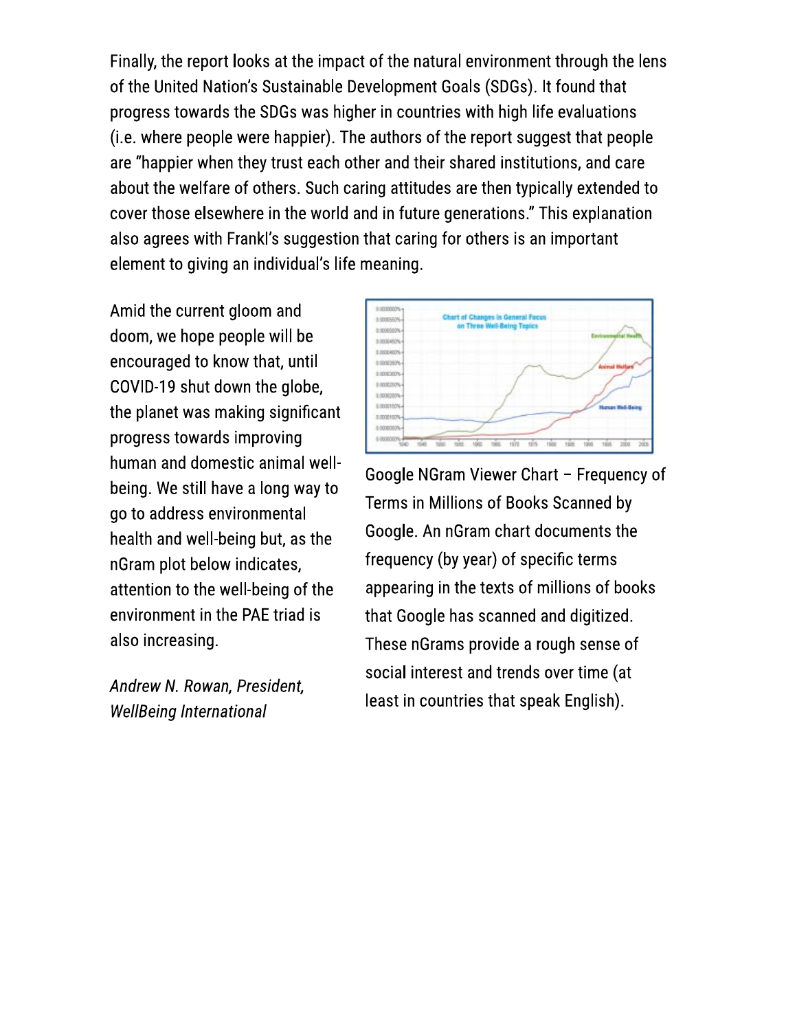Finally, the report looks at the impact of the natural environment through the lens of the United Nation's Sustainable Development Goals (SDGs). It found that progress towards the SDGs was higher in countries with high life evaluations (i.e. where people were happier). The authors of the report suggest that people are "happier when they trust each other and their shared institutions, and care about the welfare of others. Such caring attitudes are then typically extended to cover those elsewhere in the world and in future generations." This explanation also agrees with Frankl's suggestion that caring for others is an important element to giving an individual's life meaning.

Amid the current gloom and doom, we hope people will be encouraged to know that, until COVID-19 shut down the globe, the planet was making significant progress towards improving human and domestic animal well-being. We still have a long way to go to address environmental health and well-being but, as the nGram plot below indicates, attention to the well-being of the environment in the PAE triad is also increasing.

*Andrew N. Rowan, President, WellBeing International*

Chart of Changes in General Focus on Three Well-Being Topics

Environmental Health

Animal Welfare

Human Well-Being

1940 1945 1950 1955 1960 1965 1970 1975 1980 1985 1990 1995 2000 2005

Google NGram Viewer Chart – Frequency of Terms in Millions of Books Scanned by Google. An nGram chart documents the frequency (by year) of specific terms appearing in the texts of millions of books that Google has scanned and digitized. These nGrams provide a rough sense of social interest and trends over time (at least in countries that speak English).